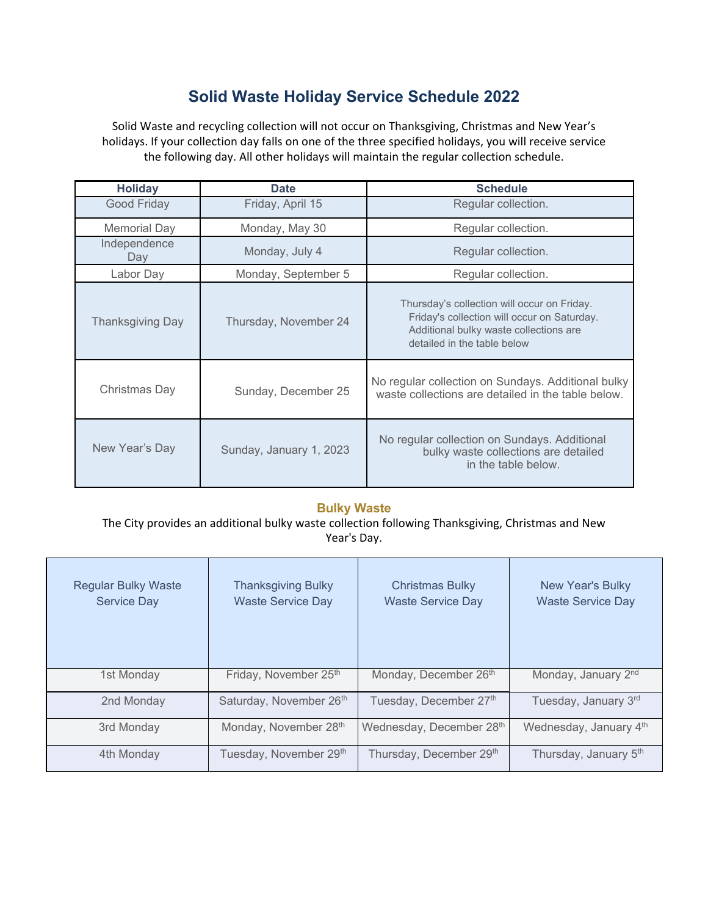# Solid Waste Holiday Service Schedule 2022

Solid Waste and recycling collection will not occur on Thanksgiving, Christmas and New Year's holidays. If your collection day falls on one of the three specified holidays, you will receive service the following day. All other holidays will maintain the regular collection schedule.

| Holiday | Date | Schedule |
|---|---|---|
| Good Friday | Friday, April 15 | Regular collection. |
| Memorial Day | Monday, May 30 | Regular collection. |
| Independence Day | Monday, July 4 | Regular collection. |
| Labor Day | Monday, September 5 | Regular collection. |
| Thanksgiving Day | Thursday, November 24 | Thursday's collection will occur on Friday. Friday's collection will occur on Saturday. Additional bulky waste collections are detailed in the table below |
| Christmas Day | Sunday, December 25 | No regular collection on Sundays. Additional bulky waste collections are detailed in the table below. |
| New Year's Day | Sunday, January 1, 2023 | No regular collection on Sundays. Additional bulky waste collections are detailed in the table below. |

## Bulky Waste

The City provides an additional bulky waste collection following Thanksgiving, Christmas and New Year's Day.

| Regular Bulky Waste Service Day | Thanksgiving Bulky Waste Service Day | Christmas Bulky Waste Service Day | New Year's Bulky Waste Service Day |
|---|---|---|---|
| 1st Monday | Friday, November 25th | Monday, December 26th | Monday, January 2nd |
| 2nd Monday | Saturday, November 26th | Tuesday, December 27th | Tuesday, January 3rd |
| 3rd Monday | Monday, November 28th | Wednesday, December 28th | Wednesday, January 4th |
| 4th Monday | Tuesday, November 29th | Thursday, December 29th | Thursday, January 5th |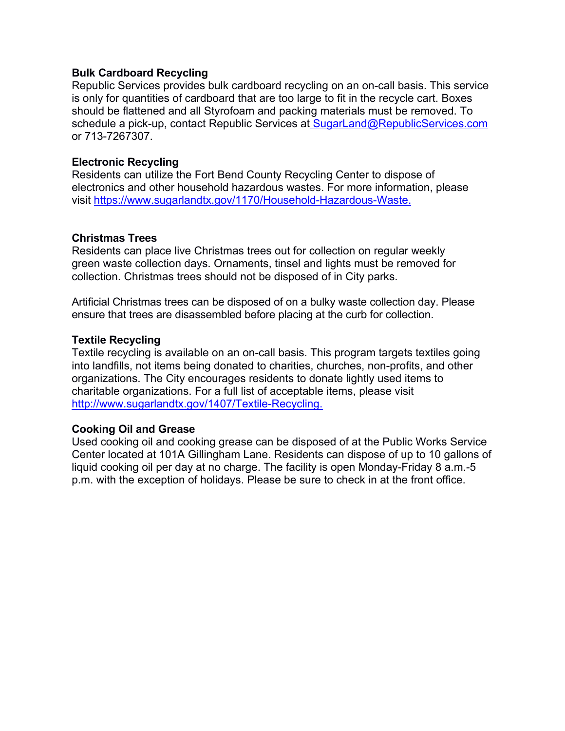**Bulk Cardboard Recycling**

Republic Services provides bulk cardboard recycling on an on-call basis. This service is only for quantities of cardboard that are too large to fit in the recycle cart. Boxes should be flattened and all Styrofoam and packing materials must be removed. To schedule a pick-up, contact Republic Services at SugarLand@RepublicServices.com or 713-7267307.

**Electronic Recycling**

Residents can utilize the Fort Bend County Recycling Center to dispose of electronics and other household hazardous wastes. For more information, please visit https://www.sugarlandtx.gov/1170/Household-Hazardous-Waste.

**Christmas Trees**

Residents can place live Christmas trees out for collection on regular weekly green waste collection days. Ornaments, tinsel and lights must be removed for collection. Christmas trees should not be disposed of in City parks.

Artificial Christmas trees can be disposed of on a bulky waste collection day. Please ensure that trees are disassembled before placing at the curb for collection.

**Textile Recycling**

Textile recycling is available on an on-call basis. This program targets textiles going into landfills, not items being donated to charities, churches, non-profits, and other organizations. The City encourages residents to donate lightly used items to charitable organizations. For a full list of acceptable items, please visit http://www.sugarlandtx.gov/1407/Textile-Recycling.

**Cooking Oil and Grease**

Used cooking oil and cooking grease can be disposed of at the Public Works Service Center located at 101A Gillingham Lane. Residents can dispose of up to 10 gallons of liquid cooking oil per day at no charge. The facility is open Monday-Friday 8 a.m.-5 p.m. with the exception of holidays. Please be sure to check in at the front office.